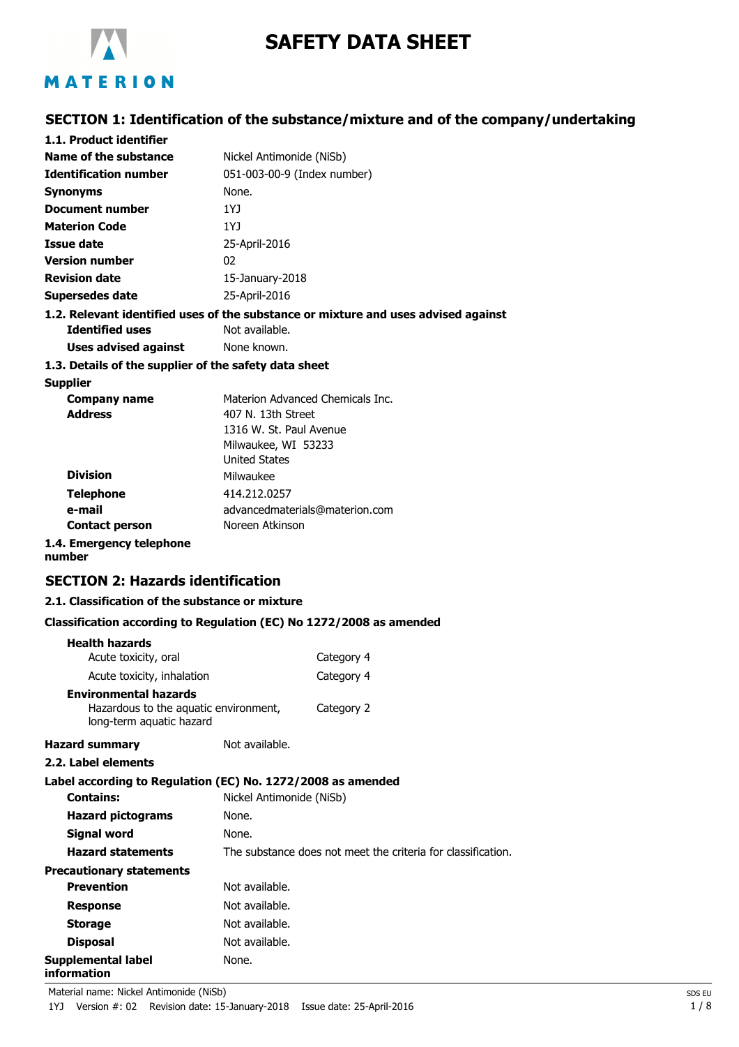# SAFETY DATA SHEET

## SECTION 1: Identification of the substance/mixture and of the company/undertaking

### 1.1. Product identifier

| | |
|---|---|
| **Name of the substance** | Nickel Antimonide (NiSb) |
| **Identification number** | 051-003-00-9 (Index number) |
| **Synonyms** | None. |
| **Document number** | 1YJ |
| **Materion Code** | 1YJ |
| **Issue date** | 25-April-2016 |
| **Version number** | 02 |
| **Revision date** | 15-January-2018 |
| **Supersedes date** | 25-April-2016 |

### 1.2. Relevant identified uses of the substance or mixture and uses advised against

| | |
|---|---|
| **Identified uses** | Not available. |
| **Uses advised against** | None known. |

### 1.3. Details of the supplier of the safety data sheet

**Supplier**

| | |
|---|---|
| **Company name** | Materion Advanced Chemicals Inc. |
| **Address** | 407 N. 13th Street<br>1316 W. St. Paul Avenue<br>Milwaukee, WI 53233<br>United States |
| **Division** | Milwaukee |
| **Telephone** | 414.212.0257 |
| **e-mail** | advancedmaterials@materion.com |
| **Contact person** | Noreen Atkinson |

### 1.4. Emergency telephone number

## SECTION 2: Hazards identification

### 2.1. Classification of the substance or mixture

**Classification according to Regulation (EC) No 1272/2008 as amended**

**Health hazards**

| | |
|---|---|
| Acute toxicity, oral | Category 4 |
| Acute toxicity, inhalation | Category 4 |

**Environmental hazards**

| | |
|---|---|
| Hazardous to the aquatic environment, long-term aquatic hazard | Category 2 |

**Hazard summary** Not available.

### 2.2. Label elements

**Label according to Regulation (EC) No. 1272/2008 as amended**

| | |
|---|---|
| **Contains:** | Nickel Antimonide (NiSb) |
| **Hazard pictograms** | None. |
| **Signal word** | None. |
| **Hazard statements** | The substance does not meet the criteria for classification. |

**Precautionary statements**

| | |
|---|---|
| **Prevention** | Not available. |
| **Response** | Not available. |
| **Storage** | Not available. |
| **Disposal** | Not available. |

**Supplemental label information** None.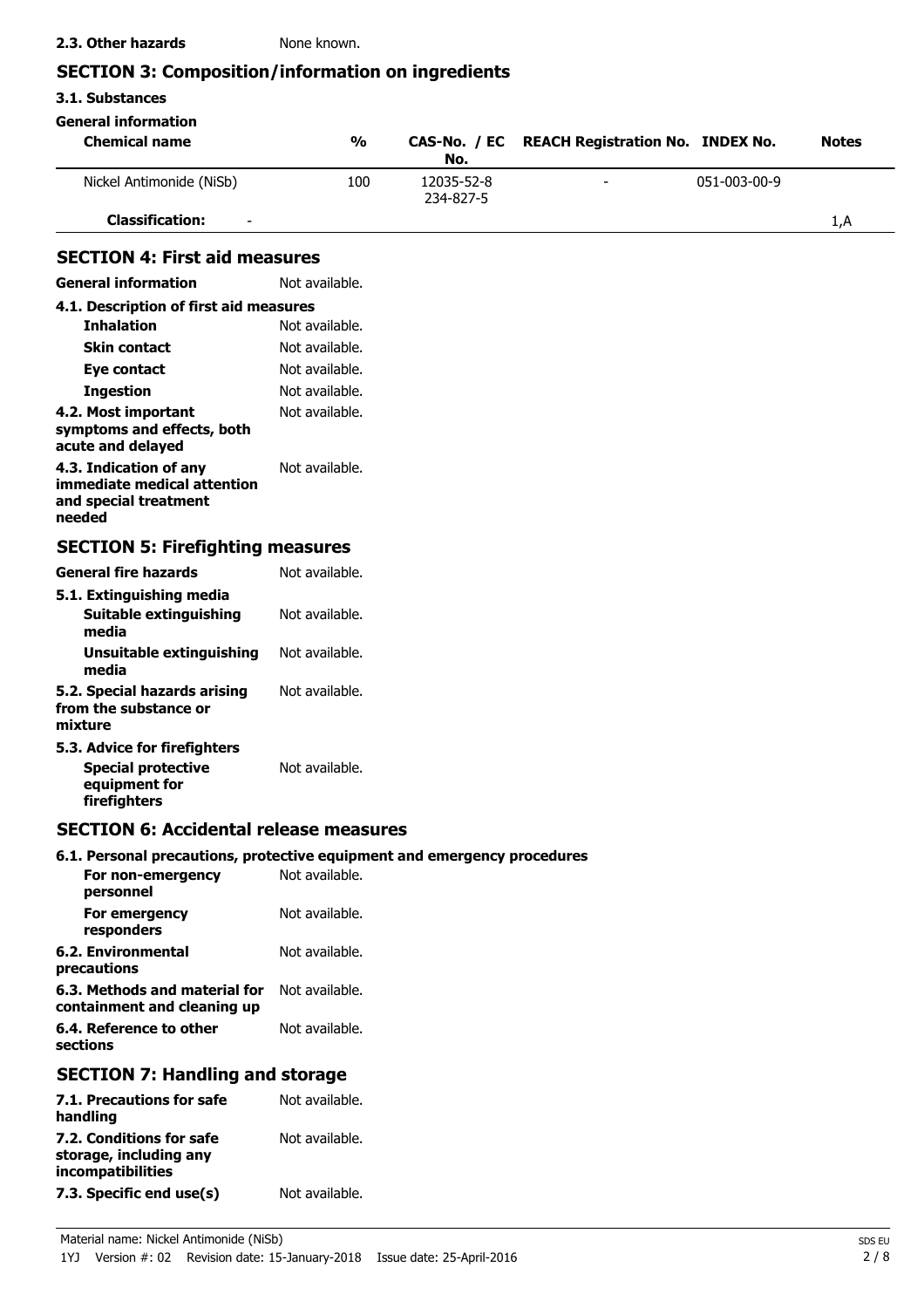**2.3. Other hazards** None known.

## SECTION 3: Composition/information on ingredients

### 3.1. Substances

**General information**

| Chemical name | % | CAS-No. / EC No. | REACH Registration No. | INDEX No. | Notes |
|---|---|---|---|---|---|
| Nickel Antimonide (NiSb) | 100 | 12035-52-8 234-827-5 | - | 051-003-00-9 | |
| **Classification:** - | | | | | 1,A |

## SECTION 4: First aid measures

**General information** Not available.

**4.1. Description of first aid measures**

- **Inhalation** Not available.
- **Skin contact** Not available.
- **Eye contact** Not available.
- **Ingestion** Not available.

**4.2. Most important symptoms and effects, both acute and delayed** Not available.

**4.3. Indication of any immediate medical attention and special treatment needed** Not available.

## SECTION 5: Firefighting measures

**General fire hazards** Not available.

**5.1. Extinguishing media**

- **Suitable extinguishing media** Not available.
- **Unsuitable extinguishing media** Not available.

**5.2. Special hazards arising from the substance or mixture** Not available.

**5.3. Advice for firefighters**

- **Special protective equipment for firefighters** Not available.

## SECTION 6: Accidental release measures

**6.1. Personal precautions, protective equipment and emergency procedures**

- **For non-emergency personnel** Not available.
- **For emergency responders** Not available.

**6.2. Environmental precautions** Not available.

**6.3. Methods and material for containment and cleaning up** Not available.

**6.4. Reference to other sections** Not available.

## SECTION 7: Handling and storage

**7.1. Precautions for safe handling** Not available.

**7.2. Conditions for safe storage, including any incompatibilities** Not available.

**7.3. Specific end use(s)** Not available.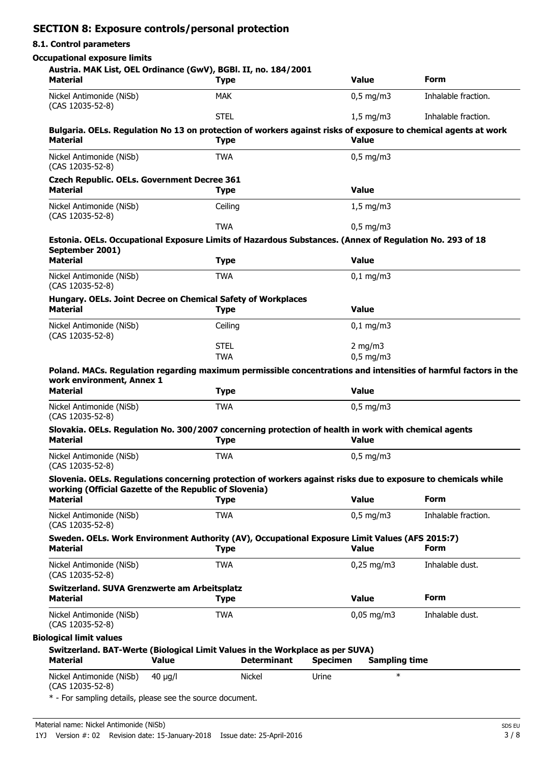## SECTION 8: Exposure controls/personal protection

### 8.1. Control parameters

**Occupational exposure limits**

**Austria. MAK List, OEL Ordinance (GwV), BGBl. II, no. 184/2001**

| Material | Type | Value | Form |
|---|---|---|---|
| Nickel Antimonide (NiSb) (CAS 12035-52-8) | MAK | 0,5 mg/m3 | Inhalable fraction. |
| | STEL | 1,5 mg/m3 | Inhalable fraction. |

**Bulgaria. OELs. Regulation No 13 on protection of workers against risks of exposure to chemical agents at work**

| Material | Type | Value |
|---|---|---|
| Nickel Antimonide (NiSb) (CAS 12035-52-8) | TWA | 0,5 mg/m3 |

**Czech Republic. OELs. Government Decree 361**

| Material | Type | Value |
|---|---|---|
| Nickel Antimonide (NiSb) (CAS 12035-52-8) | Ceiling | 1,5 mg/m3 |
| | TWA | 0,5 mg/m3 |

**Estonia. OELs. Occupational Exposure Limits of Hazardous Substances. (Annex of Regulation No. 293 of 18 September 2001)**

| Material | Type | Value |
|---|---|---|
| Nickel Antimonide (NiSb) (CAS 12035-52-8) | TWA | 0,1 mg/m3 |

**Hungary. OELs. Joint Decree on Chemical Safety of Workplaces**

| Material | Type | Value |
|---|---|---|
| Nickel Antimonide (NiSb) (CAS 12035-52-8) | Ceiling | 0,1 mg/m3 |
| | STEL | 2 mg/m3 |
| | TWA | 0,5 mg/m3 |

**Poland. MACs. Regulation regarding maximum permissible concentrations and intensities of harmful factors in the work environment, Annex 1**

| Material | Type | Value |
|---|---|---|
| Nickel Antimonide (NiSb) (CAS 12035-52-8) | TWA | 0,5 mg/m3 |

**Slovakia. OELs. Regulation No. 300/2007 concerning protection of health in work with chemical agents**

| Material | Type | Value |
|---|---|---|
| Nickel Antimonide (NiSb) (CAS 12035-52-8) | TWA | 0,5 mg/m3 |

**Slovenia. OELs. Regulations concerning protection of workers against risks due to exposure to chemicals while working (Official Gazette of the Republic of Slovenia)**

| Material | Type | Value | Form |
|---|---|---|---|
| Nickel Antimonide (NiSb) (CAS 12035-52-8) | TWA | 0,5 mg/m3 | Inhalable fraction. |

**Sweden. OELs. Work Environment Authority (AV), Occupational Exposure Limit Values (AFS 2015:7)**

| Material | Type | Value | Form |
|---|---|---|---|
| Nickel Antimonide (NiSb) (CAS 12035-52-8) | TWA | 0,25 mg/m3 | Inhalable dust. |

**Switzerland. SUVA Grenzwerte am Arbeitsplatz**

| Material | Type | Value | Form |
|---|---|---|---|
| Nickel Antimonide (NiSb) (CAS 12035-52-8) | TWA | 0,05 mg/m3 | Inhalable dust. |

**Biological limit values**

**Switzerland. BAT-Werte (Biological Limit Values in the Workplace as per SUVA)**

| Material | Value | Determinant | Specimen | Sampling time |
|---|---|---|---|---|
| Nickel Antimonide (NiSb) (CAS 12035-52-8) | 40 µg/l | Nickel | Urine | * |

* - For sampling details, please see the source document.

Material name: Nickel Antimonide (NiSb)

1YJ Version #: 02 Revision date: 15-January-2018 Issue date: 25-April-2016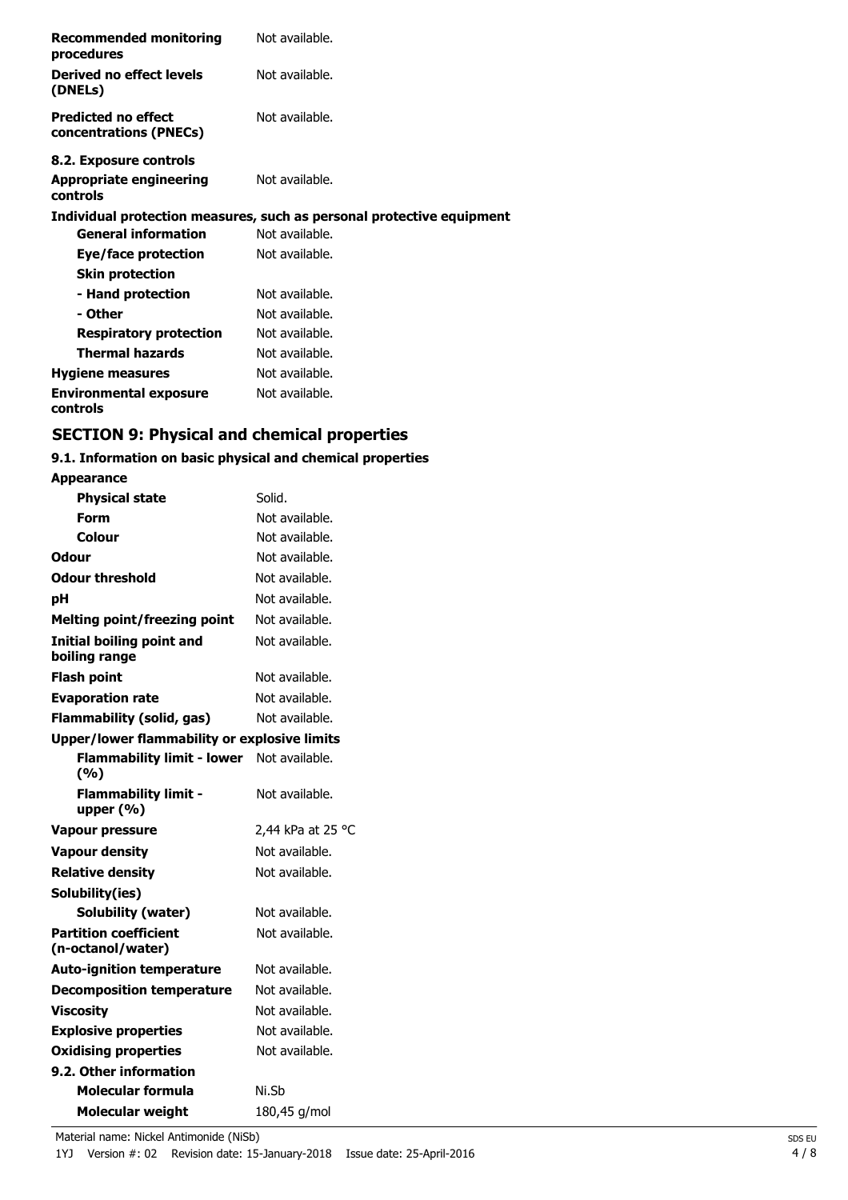| | |
|---|---|
| **Recommended monitoring procedures** | Not available. |
| **Derived no effect levels (DNELs)** | Not available. |
| **Predicted no effect concentrations (PNECs)** | Not available. |

**8.2. Exposure controls**

| | |
|---|---|
| **Appropriate engineering controls** | Not available. |

**Individual protection measures, such as personal protective equipment**

| | |
|---|---|
| **General information** | Not available. |
| **Eye/face protection** | Not available. |
| **Skin protection** | |
| **- Hand protection** | Not available. |
| **- Other** | Not available. |
| **Respiratory protection** | Not available. |
| **Thermal hazards** | Not available. |
| **Hygiene measures** | Not available. |
| **Environmental exposure controls** | Not available. |

## SECTION 9: Physical and chemical properties

**9.1. Information on basic physical and chemical properties**

| | |
|---|---|
| **Appearance** | |
| **Physical state** | Solid. |
| **Form** | Not available. |
| **Colour** | Not available. |
| **Odour** | Not available. |
| **Odour threshold** | Not available. |
| **pH** | Not available. |
| **Melting point/freezing point** | Not available. |
| **Initial boiling point and boiling range** | Not available. |
| **Flash point** | Not available. |
| **Evaporation rate** | Not available. |
| **Flammability (solid, gas)** | Not available. |
| **Upper/lower flammability or explosive limits** | |
| **Flammability limit - lower (%)** | Not available. |
| **Flammability limit - upper (%)** | Not available. |
| **Vapour pressure** | 2,44 kPa at 25 °C |
| **Vapour density** | Not available. |
| **Relative density** | Not available. |
| **Solubility(ies)** | |
| **Solubility (water)** | Not available. |
| **Partition coefficient (n-octanol/water)** | Not available. |
| **Auto-ignition temperature** | Not available. |
| **Decomposition temperature** | Not available. |
| **Viscosity** | Not available. |
| **Explosive properties** | Not available. |
| **Oxidising properties** | Not available. |
| **9.2. Other information** | |
| **Molecular formula** | Ni.Sb |
| **Molecular weight** | 180,45 g/mol |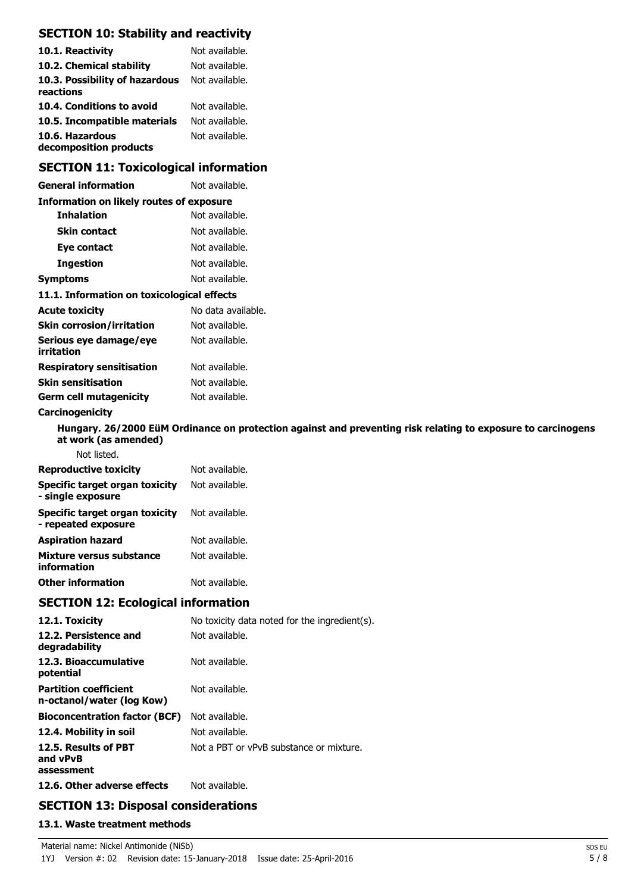## SECTION 10: Stability and reactivity

| | |
|---|---|
| **10.1. Reactivity** | Not available. |
| **10.2. Chemical stability** | Not available. |
| **10.3. Possibility of hazardous reactions** | Not available. |
| **10.4. Conditions to avoid** | Not available. |
| **10.5. Incompatible materials** | Not available. |
| **10.6. Hazardous decomposition products** | Not available. |

## SECTION 11: Toxicological information

| | |
|---|---|
| **General information** | Not available. |

**Information on likely routes of exposure**

| | |
|---|---|
| **Inhalation** | Not available. |
| **Skin contact** | Not available. |
| **Eye contact** | Not available. |
| **Ingestion** | Not available. |
| **Symptoms** | Not available. |

**11.1. Information on toxicological effects**

| | |
|---|---|
| **Acute toxicity** | No data available. |
| **Skin corrosion/irritation** | Not available. |
| **Serious eye damage/eye irritation** | Not available. |
| **Respiratory sensitisation** | Not available. |
| **Skin sensitisation** | Not available. |
| **Germ cell mutagenicity** | Not available. |

**Carcinogenicity**

**Hungary. 26/2000 EüM Ordinance on protection against and preventing risk relating to exposure to carcinogens at work (as amended)**

Not listed.

| | |
|---|---|
| **Reproductive toxicity** | Not available. |
| **Specific target organ toxicity - single exposure** | Not available. |
| **Specific target organ toxicity - repeated exposure** | Not available. |
| **Aspiration hazard** | Not available. |
| **Mixture versus substance information** | Not available. |
| **Other information** | Not available. |

## SECTION 12: Ecological information

| | |
|---|---|
| **12.1. Toxicity** | No toxicity data noted for the ingredient(s). |
| **12.2. Persistence and degradability** | Not available. |
| **12.3. Bioaccumulative potential** | Not available. |
| **Partition coefficient n-octanol/water (log Kow)** | Not available. |
| **Bioconcentration factor (BCF)** | Not available. |
| **12.4. Mobility in soil** | Not available. |
| **12.5. Results of PBT and vPvB assessment** | Not a PBT or vPvB substance or mixture. |
| **12.6. Other adverse effects** | Not available. |

## SECTION 13: Disposal considerations

**13.1. Waste treatment methods**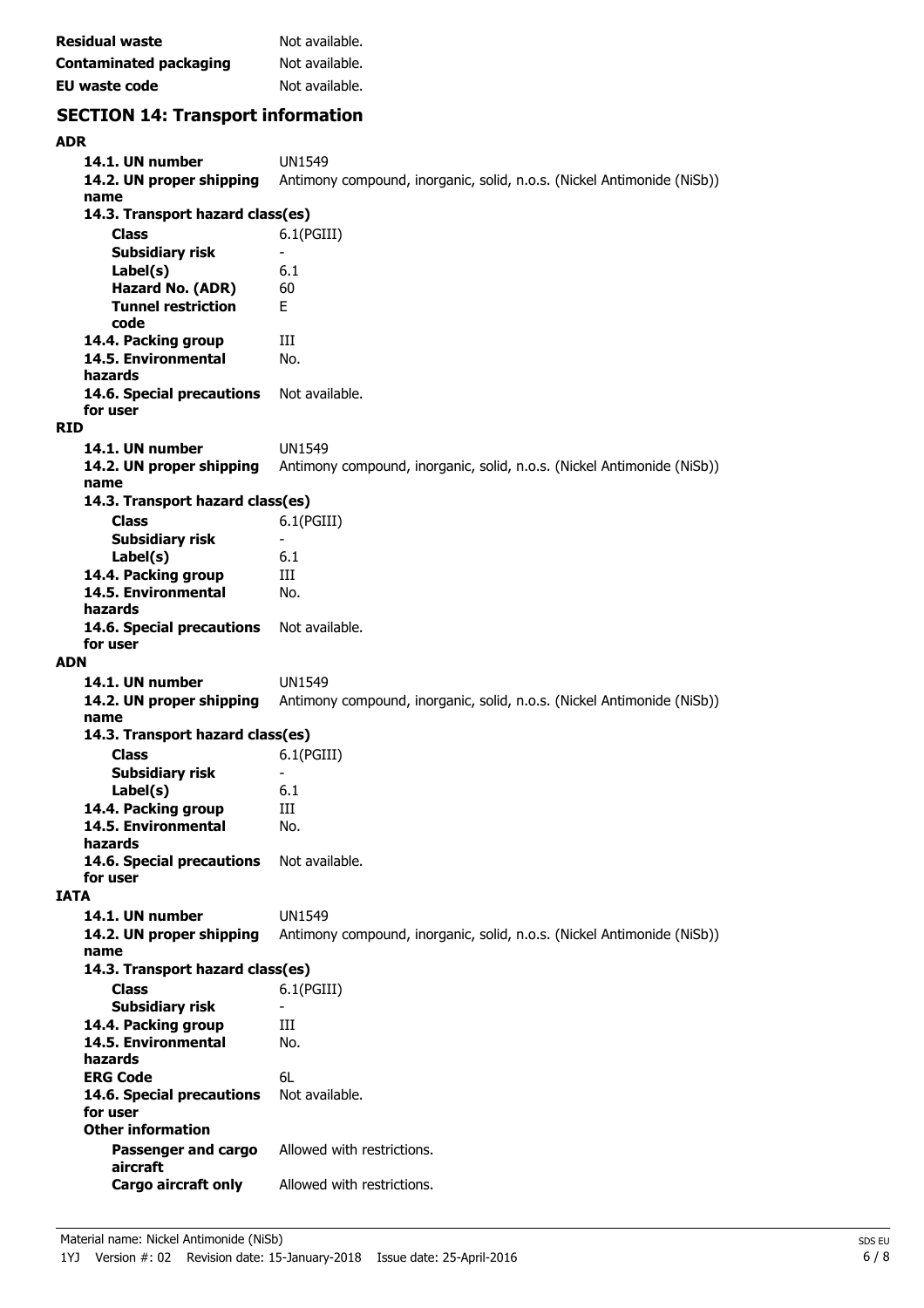**Residual waste** Not available.

**Contaminated packaging** Not available.

**EU waste code** Not available.

## SECTION 14: Transport information

**ADR**

| | |
|---|---|
| **14.1. UN number** | UN1549 |
| **14.2. UN proper shipping name** | Antimony compound, inorganic, solid, n.o.s. (Nickel Antimonide (NiSb)) |
| **14.3. Transport hazard class(es)** | |
| **Class** | 6.1(PGIII) |
| **Subsidiary risk** | - |
| **Label(s)** | 6.1 |
| **Hazard No. (ADR)** | 60 |
| **Tunnel restriction code** | E |
| **14.4. Packing group** | III |
| **14.5. Environmental hazards** | No. |
| **14.6. Special precautions for user** | Not available. |

**RID**

| | |
|---|---|
| **14.1. UN number** | UN1549 |
| **14.2. UN proper shipping name** | Antimony compound, inorganic, solid, n.o.s. (Nickel Antimonide (NiSb)) |
| **14.3. Transport hazard class(es)** | |
| **Class** | 6.1(PGIII) |
| **Subsidiary risk** | - |
| **Label(s)** | 6.1 |
| **14.4. Packing group** | III |
| **14.5. Environmental hazards** | No. |
| **14.6. Special precautions for user** | Not available. |

**ADN**

| | |
|---|---|
| **14.1. UN number** | UN1549 |
| **14.2. UN proper shipping name** | Antimony compound, inorganic, solid, n.o.s. (Nickel Antimonide (NiSb)) |
| **14.3. Transport hazard class(es)** | |
| **Class** | 6.1(PGIII) |
| **Subsidiary risk** | - |
| **Label(s)** | 6.1 |
| **14.4. Packing group** | III |
| **14.5. Environmental hazards** | No. |
| **14.6. Special precautions for user** | Not available. |

**IATA**

| | |
|---|---|
| **14.1. UN number** | UN1549 |
| **14.2. UN proper shipping name** | Antimony compound, inorganic, solid, n.o.s. (Nickel Antimonide (NiSb)) |
| **14.3. Transport hazard class(es)** | |
| **Class** | 6.1(PGIII) |
| **Subsidiary risk** | - |
| **14.4. Packing group** | III |
| **14.5. Environmental hazards** | No. |
| **ERG Code** | 6L |
| **14.6. Special precautions for user** | Not available. |
| **Other information** | |
| **Passenger and cargo aircraft** | Allowed with restrictions. |
| **Cargo aircraft only** | Allowed with restrictions. |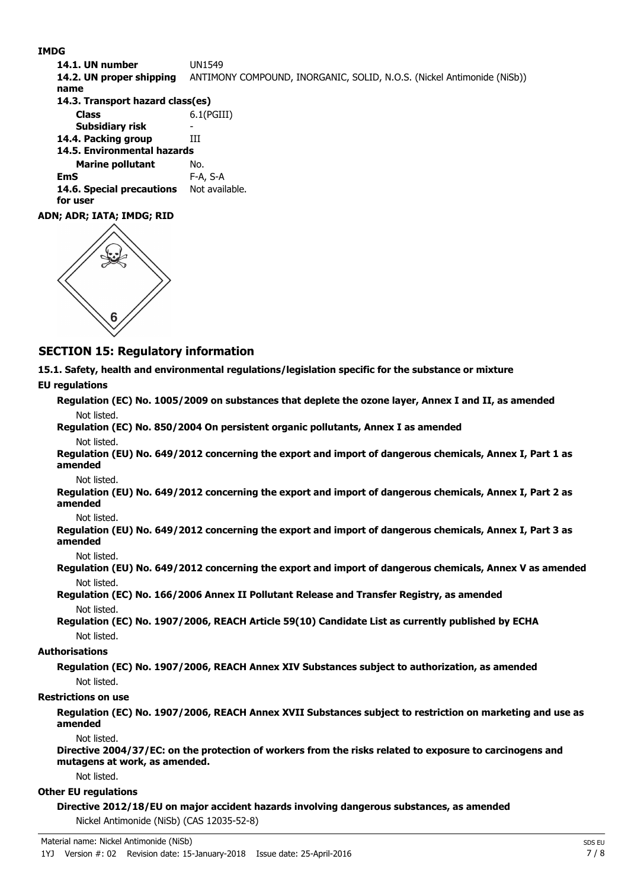**IMDG**

**14.1. UN number** UN1549

**14.2. UN proper shipping name** ANTIMONY COMPOUND, INORGANIC, SOLID, N.O.S. (Nickel Antimonide (NiSb))

**14.3. Transport hazard class(es)**

**Class** 6.1(PGIII)

**Subsidiary risk** -

**14.4. Packing group** III

**14.5. Environmental hazards**

**Marine pollutant** No.

**EmS** F-A, S-A

**14.6. Special precautions for user** Not available.

**ADN; ADR; IATA; IMDG; RID**

## SECTION 15: Regulatory information

**15.1. Safety, health and environmental regulations/legislation specific for the substance or mixture**

**EU regulations**

**Regulation (EC) No. 1005/2009 on substances that deplete the ozone layer, Annex I and II, as amended**

Not listed.

**Regulation (EC) No. 850/2004 On persistent organic pollutants, Annex I as amended**

Not listed.

**Regulation (EU) No. 649/2012 concerning the export and import of dangerous chemicals, Annex I, Part 1 as amended**

Not listed.

**Regulation (EU) No. 649/2012 concerning the export and import of dangerous chemicals, Annex I, Part 2 as amended**

Not listed.

**Regulation (EU) No. 649/2012 concerning the export and import of dangerous chemicals, Annex I, Part 3 as amended**

Not listed.

**Regulation (EU) No. 649/2012 concerning the export and import of dangerous chemicals, Annex V as amended**

Not listed.

**Regulation (EC) No. 166/2006 Annex II Pollutant Release and Transfer Registry, as amended**

Not listed.

**Regulation (EC) No. 1907/2006, REACH Article 59(10) Candidate List as currently published by ECHA**

Not listed.

**Authorisations**

**Regulation (EC) No. 1907/2006, REACH Annex XIV Substances subject to authorization, as amended**

Not listed.

**Restrictions on use**

**Regulation (EC) No. 1907/2006, REACH Annex XVII Substances subject to restriction on marketing and use as amended**

Not listed.

**Directive 2004/37/EC: on the protection of workers from the risks related to exposure to carcinogens and mutagens at work, as amended.**

Not listed.

**Other EU regulations**

**Directive 2012/18/EU on major accident hazards involving dangerous substances, as amended**

Nickel Antimonide (NiSb) (CAS 12035-52-8)

Material name: Nickel Antimonide (NiSb)

1YJ Version #: 02 Revision date: 15-January-2018 Issue date: 25-April-2016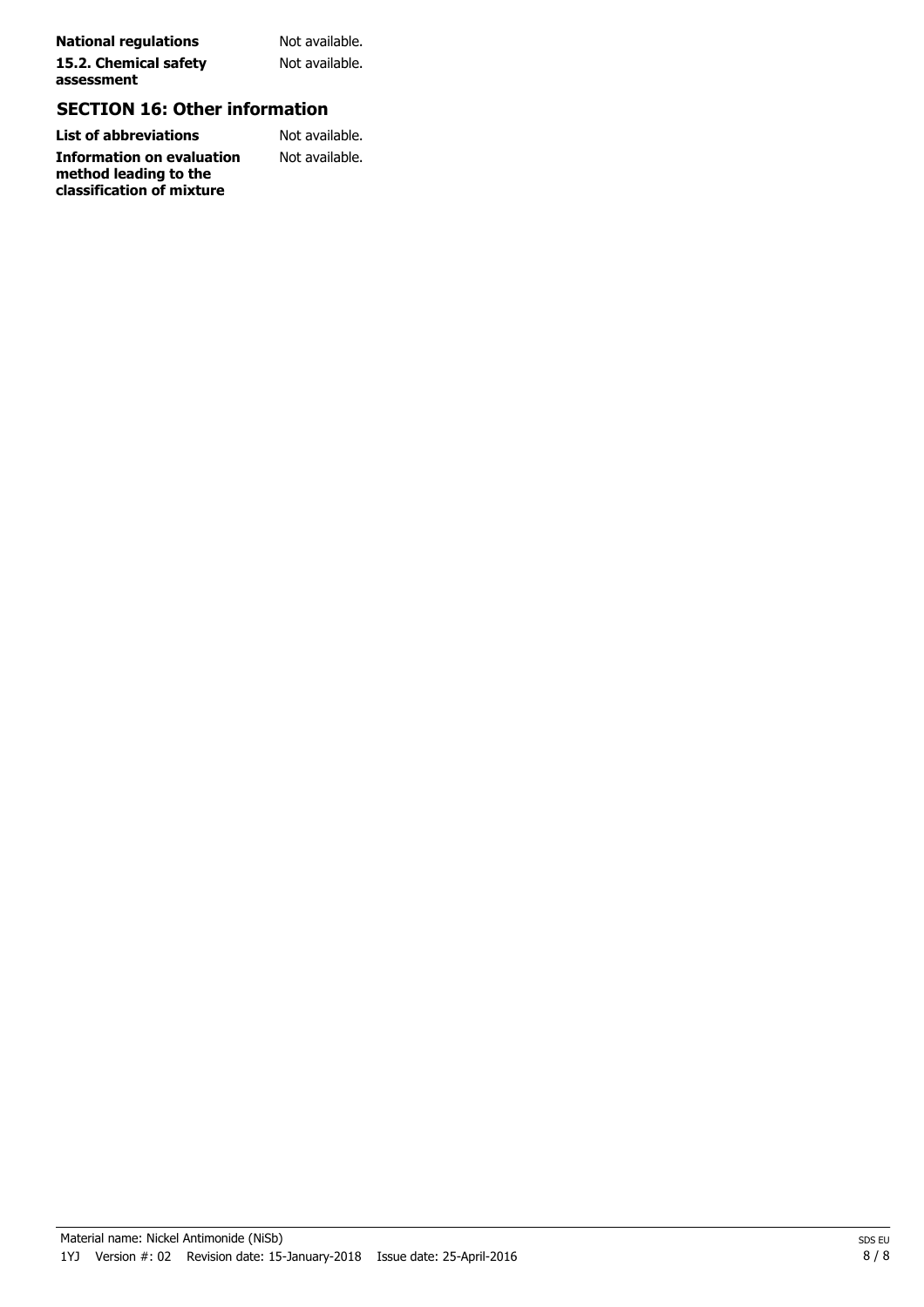| | |
|---|---|
| **National regulations** | Not available. |
| **15.2. Chemical safety assessment** | Not available. |

## SECTION 16: Other information

| | |
|---|---|
| **List of abbreviations** | Not available. |
| **Information on evaluation method leading to the classification of mixture** | Not available. |

Material name: Nickel Antimonide (NiSb)
1YJ Version #: 02 Revision date: 15-January-2018 Issue date: 25-April-2016